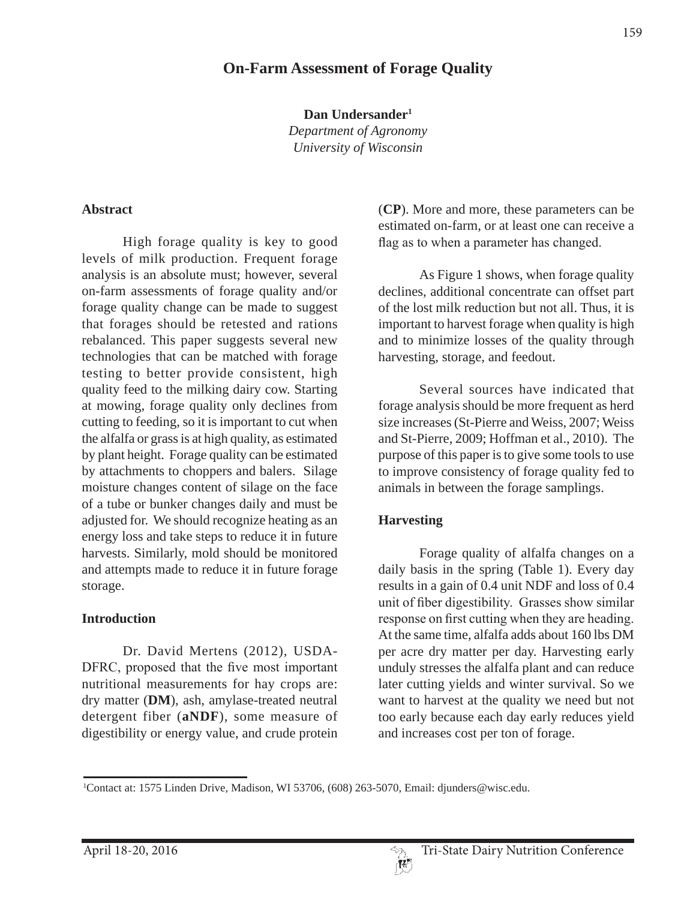# On-Farm Assessment of Forage Quality

**Dan Undersander**[1]
*Department of Agronomy*
*University of Wisconsin*

## Abstract

High forage quality is key to good levels of milk production. Frequent forage analysis is an absolute must; however, several on-farm assessments of forage quality and/or forage quality change can be made to suggest that forages should be retested and rations rebalanced. This paper suggests several new technologies that can be matched with forage testing to better provide consistent, high quality feed to the milking dairy cow. Starting at mowing, forage quality only declines from cutting to feeding, so it is important to cut when the alfalfa or grass is at high quality, as estimated by plant height. Forage quality can be estimated by attachments to choppers and balers. Silage moisture changes content of silage on the face of a tube or bunker changes daily and must be adjusted for. We should recognize heating as an energy loss and take steps to reduce it in future harvests. Similarly, mold should be monitored and attempts made to reduce it in future forage storage.

## Introduction

Dr. David Mertens (2012), USDA-DFRC, proposed that the five most important nutritional measurements for hay crops are: dry matter (**DM**), ash, amylase-treated neutral detergent fiber (**aNDF**), some measure of digestibility or energy value, and crude protein (**CP**). More and more, these parameters can be estimated on-farm, or at least one can receive a flag as to when a parameter has changed.

As Figure 1 shows, when forage quality declines, additional concentrate can offset part of the lost milk reduction but not all. Thus, it is important to harvest forage when quality is high and to minimize losses of the quality through harvesting, storage, and feedout.

Several sources have indicated that forage analysis should be more frequent as herd size increases (St-Pierre and Weiss, 2007; Weiss and St-Pierre, 2009; Hoffman et al., 2010). The purpose of this paper is to give some tools to use to improve consistency of forage quality fed to animals in between the forage samplings.

## Harvesting

Forage quality of alfalfa changes on a daily basis in the spring (Table 1). Every day results in a gain of 0.4 unit NDF and loss of 0.4 unit of fiber digestibility. Grasses show similar response on first cutting when they are heading. At the same time, alfalfa adds about 160 lbs DM per acre dry matter per day. Harvesting early unduly stresses the alfalfa plant and can reduce later cutting yields and winter survival. So we want to harvest at the quality we need but not too early because each day early reduces yield and increases cost per ton of forage.

---

[1]Contact at: 1575 Linden Drive, Madison, WI 53706, (608) 263-5070, Email: djunders@wisc.edu.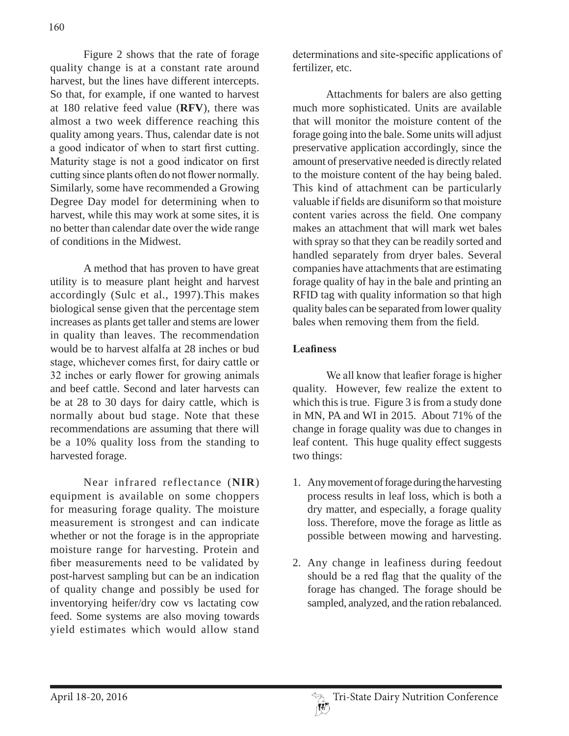Figure 2 shows that the rate of forage quality change is at a constant rate around harvest, but the lines have different intercepts. So that, for example, if one wanted to harvest at 180 relative feed value (**RFV**), there was almost a two week difference reaching this quality among years. Thus, calendar date is not a good indicator of when to start first cutting. Maturity stage is not a good indicator on first cutting since plants often do not flower normally. Similarly, some have recommended a Growing Degree Day model for determining when to harvest, while this may work at some sites, it is no better than calendar date over the wide range of conditions in the Midwest.

A method that has proven to have great utility is to measure plant height and harvest accordingly (Sulc et al., 1997).This makes biological sense given that the percentage stem increases as plants get taller and stems are lower in quality than leaves. The recommendation would be to harvest alfalfa at 28 inches or bud stage, whichever comes first, for dairy cattle or 32 inches or early flower for growing animals and beef cattle. Second and later harvests can be at 28 to 30 days for dairy cattle, which is normally about bud stage. Note that these recommendations are assuming that there will be a 10% quality loss from the standing to harvested forage.

Near infrared reflectance (**NIR**) equipment is available on some choppers for measuring forage quality. The moisture measurement is strongest and can indicate whether or not the forage is in the appropriate moisture range for harvesting. Protein and fiber measurements need to be validated by post-harvest sampling but can be an indication of quality change and possibly be used for inventorying heifer/dry cow vs lactating cow feed. Some systems are also moving towards yield estimates which would allow stand determinations and site-specific applications of fertilizer, etc.

Attachments for balers are also getting much more sophisticated. Units are available that will monitor the moisture content of the forage going into the bale. Some units will adjust preservative application accordingly, since the amount of preservative needed is directly related to the moisture content of the hay being baled. This kind of attachment can be particularly valuable if fields are disuniform so that moisture content varies across the field. One company makes an attachment that will mark wet bales with spray so that they can be readily sorted and handled separately from dryer bales. Several companies have attachments that are estimating forage quality of hay in the bale and printing an RFID tag with quality information so that high quality bales can be separated from lower quality bales when removing them from the field.

**Leafiness**

We all know that leafier forage is higher quality. However, few realize the extent to which this is true. Figure 3 is from a study done in MN, PA and WI in 2015. About 71% of the change in forage quality was due to changes in leaf content. This huge quality effect suggests two things:

1. Any movement of forage during the harvesting process results in leaf loss, which is both a dry matter, and especially, a forage quality loss. Therefore, move the forage as little as possible between mowing and harvesting.
2. Any change in leafiness during feedout should be a red flag that the quality of the forage has changed. The forage should be sampled, analyzed, and the ration rebalanced.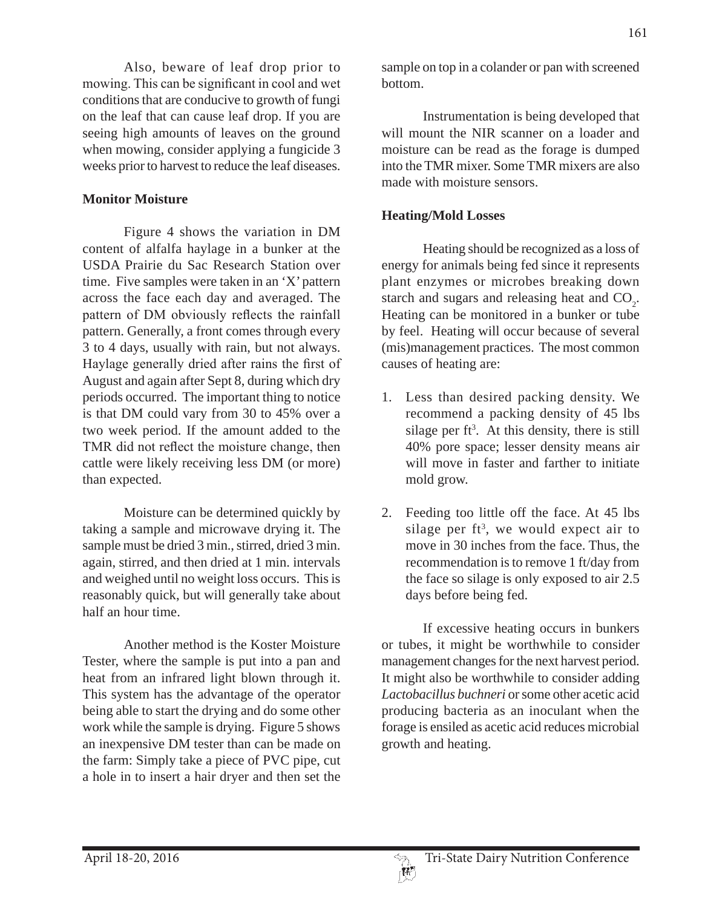Also, beware of leaf drop prior to mowing. This can be significant in cool and wet conditions that are conducive to growth of fungi on the leaf that can cause leaf drop. If you are seeing high amounts of leaves on the ground when mowing, consider applying a fungicide 3 weeks prior to harvest to reduce the leaf diseases.

**Monitor Moisture**

Figure 4 shows the variation in DM content of alfalfa haylage in a bunker at the USDA Prairie du Sac Research Station over time. Five samples were taken in an 'X' pattern across the face each day and averaged. The pattern of DM obviously reflects the rainfall pattern. Generally, a front comes through every 3 to 4 days, usually with rain, but not always. Haylage generally dried after rains the first of August and again after Sept 8, during which dry periods occurred. The important thing to notice is that DM could vary from 30 to 45% over a two week period. If the amount added to the TMR did not reflect the moisture change, then cattle were likely receiving less DM (or more) than expected.

Moisture can be determined quickly by taking a sample and microwave drying it. The sample must be dried 3 min., stirred, dried 3 min. again, stirred, and then dried at 1 min. intervals and weighed until no weight loss occurs. This is reasonably quick, but will generally take about half an hour time.

Another method is the Koster Moisture Tester, where the sample is put into a pan and heat from an infrared light blown through it. This system has the advantage of the operator being able to start the drying and do some other work while the sample is drying. Figure 5 shows an inexpensive DM tester than can be made on the farm: Simply take a piece of PVC pipe, cut a hole in to insert a hair dryer and then set the sample on top in a colander or pan with screened bottom.

Instrumentation is being developed that will mount the NIR scanner on a loader and moisture can be read as the forage is dumped into the TMR mixer. Some TMR mixers are also made with moisture sensors.

**Heating/Mold Losses**

Heating should be recognized as a loss of energy for animals being fed since it represents plant enzymes or microbes breaking down starch and sugars and releasing heat and $CO_2$. Heating can be monitored in a bunker or tube by feel. Heating will occur because of several (mis)management practices. The most common causes of heating are:

1. Less than desired packing density. We recommend a packing density of 45 lbs silage per $ft^3$. At this density, there is still 40% pore space; lesser density means air will move in faster and farther to initiate mold grow.
2. Feeding too little off the face. At 45 lbs silage per $ft^3$, we would expect air to move in 30 inches from the face. Thus, the recommendation is to remove 1 ft/day from the face so silage is only exposed to air 2.5 days before being fed.

If excessive heating occurs in bunkers or tubes, it might be worthwhile to consider management changes for the next harvest period. It might also be worthwhile to consider adding *Lactobacillus buchneri* or some other acetic acid producing bacteria as an inoculant when the forage is ensiled as acetic acid reduces microbial growth and heating.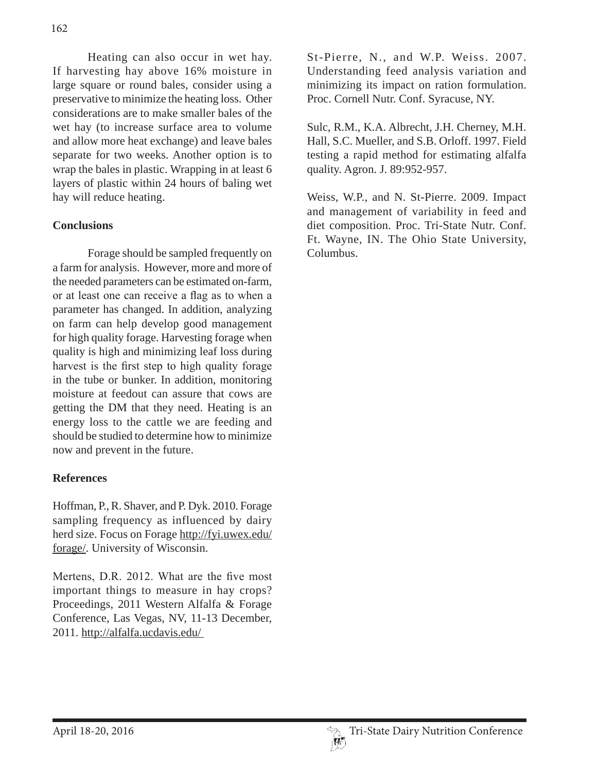Heating can also occur in wet hay. If harvesting hay above 16% moisture in large square or round bales, consider using a preservative to minimize the heating loss. Other considerations are to make smaller bales of the wet hay (to increase surface area to volume and allow more heat exchange) and leave bales separate for two weeks. Another option is to wrap the bales in plastic. Wrapping in at least 6 layers of plastic within 24 hours of baling wet hay will reduce heating.

## Conclusions

Forage should be sampled frequently on a farm for analysis. However, more and more of the needed parameters can be estimated on-farm, or at least one can receive a flag as to when a parameter has changed. In addition, analyzing on farm can help develop good management for high quality forage. Harvesting forage when quality is high and minimizing leaf loss during harvest is the first step to high quality forage in the tube or bunker. In addition, monitoring moisture at feedout can assure that cows are getting the DM that they need. Heating is an energy loss to the cattle we are feeding and should be studied to determine how to minimize now and prevent in the future.

## References

Hoffman, P., R. Shaver, and P. Dyk. 2010. Forage sampling frequency as influenced by dairy herd size. Focus on Forage http://fyi.uwex.edu/forage/. University of Wisconsin.

Mertens, D.R. 2012. What are the five most important things to measure in hay crops? Proceedings, 2011 Western Alfalfa & Forage Conference, Las Vegas, NV, 11-13 December, 2011. http://alfalfa.ucdavis.edu/

St-Pierre, N., and W.P. Weiss. 2007. Understanding feed analysis variation and minimizing its impact on ration formulation. Proc. Cornell Nutr. Conf. Syracuse, NY.

Sulc, R.M., K.A. Albrecht, J.H. Cherney, M.H. Hall, S.C. Mueller, and S.B. Orloff. 1997. Field testing a rapid method for estimating alfalfa quality. Agron. J. 89:952-957.

Weiss, W.P., and N. St-Pierre. 2009. Impact and management of variability in feed and diet composition. Proc. Tri-State Nutr. Conf. Ft. Wayne, IN. The Ohio State University, Columbus.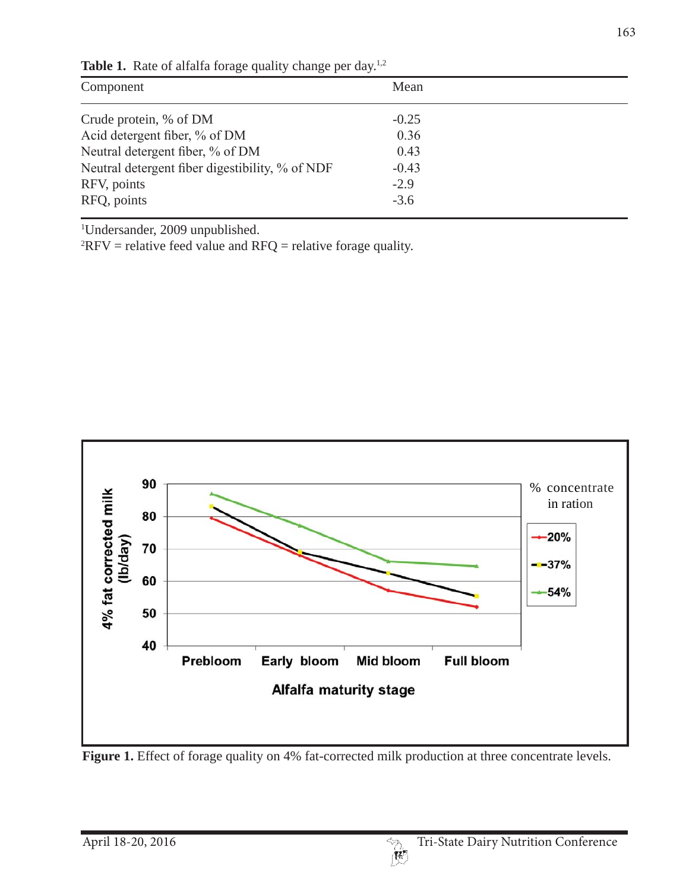**Table 1.** Rate of alfalfa forage quality change per day.[1,2]

| Component | Mean |
|---|---|
| Crude protein, % of DM | -0.25 |
| Acid detergent fiber, % of DM | 0.36 |
| Neutral detergent fiber, % of DM | 0.43 |
| Neutral detergent fiber digestibility, % of NDF | -0.43 |
| RFV, points | -2.9 |
| RFQ, points | -3.6 |

[1]Undersander, 2009 unpublished.
[2]RFV = relative feed value and RFQ = relative forage quality.

**Figure 1.** Effect of forage quality on 4% fat-corrected milk production at three concentrate levels.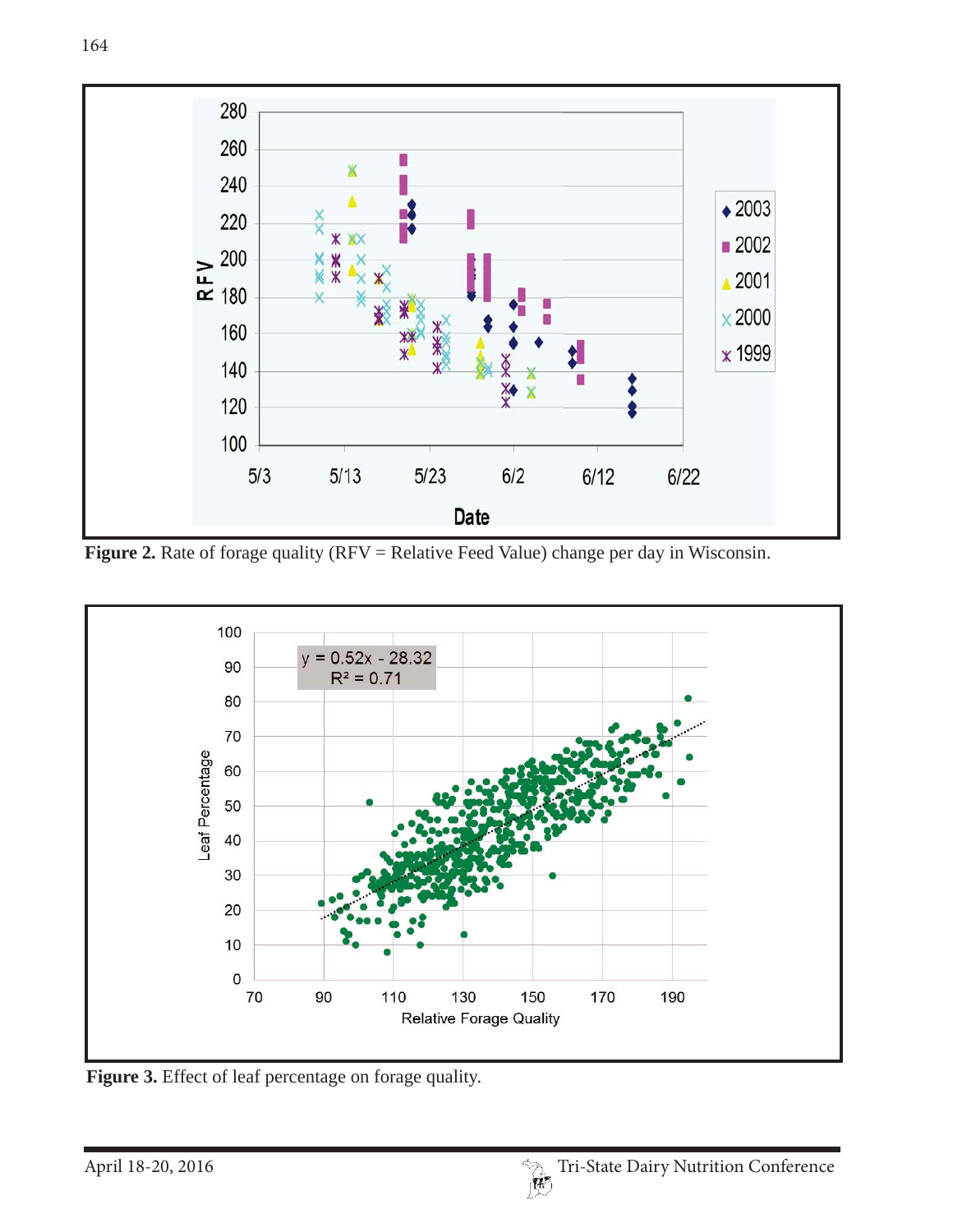Figure 2. Rate of forage quality (RFV = Relative Feed Value) change per day in Wisconsin.

Figure 3. Effect of leaf percentage on forage quality.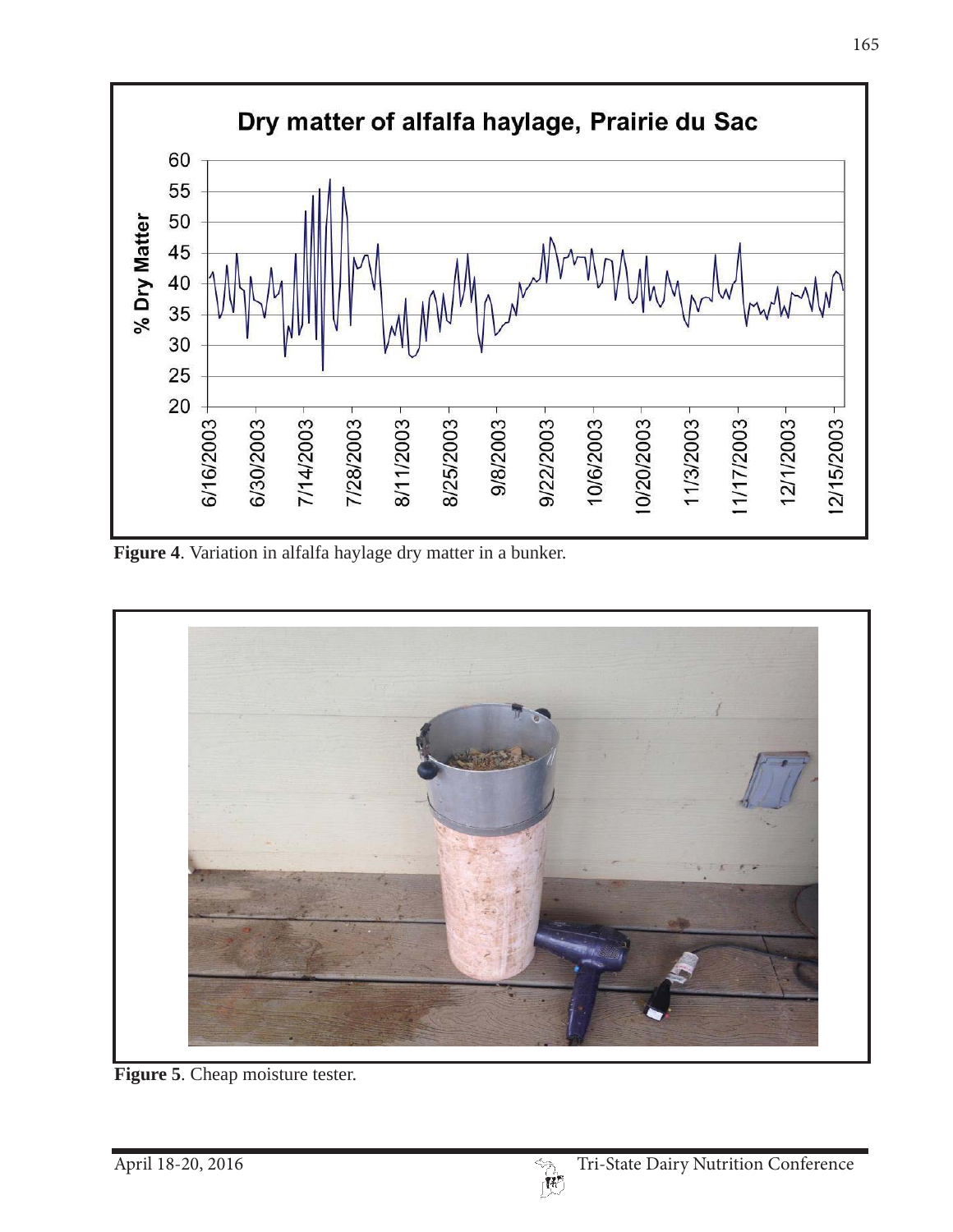Dry matter of alfalfa haylage, Prairie du Sac

% Dry Matter

60
55
50
45
40
35
30
25
20

6/16/2003
6/30/2003
7/14/2003
7/28/2003
8/11/2003
8/25/2003
9/8/2003
9/22/2003
10/6/2003
10/20/2003
11/3/2003
11/17/2003
12/1/2003
12/15/2003

**Figure 4**. Variation in alfalfa haylage dry matter in a bunker.

**Figure 5**. Cheap moisture tester.